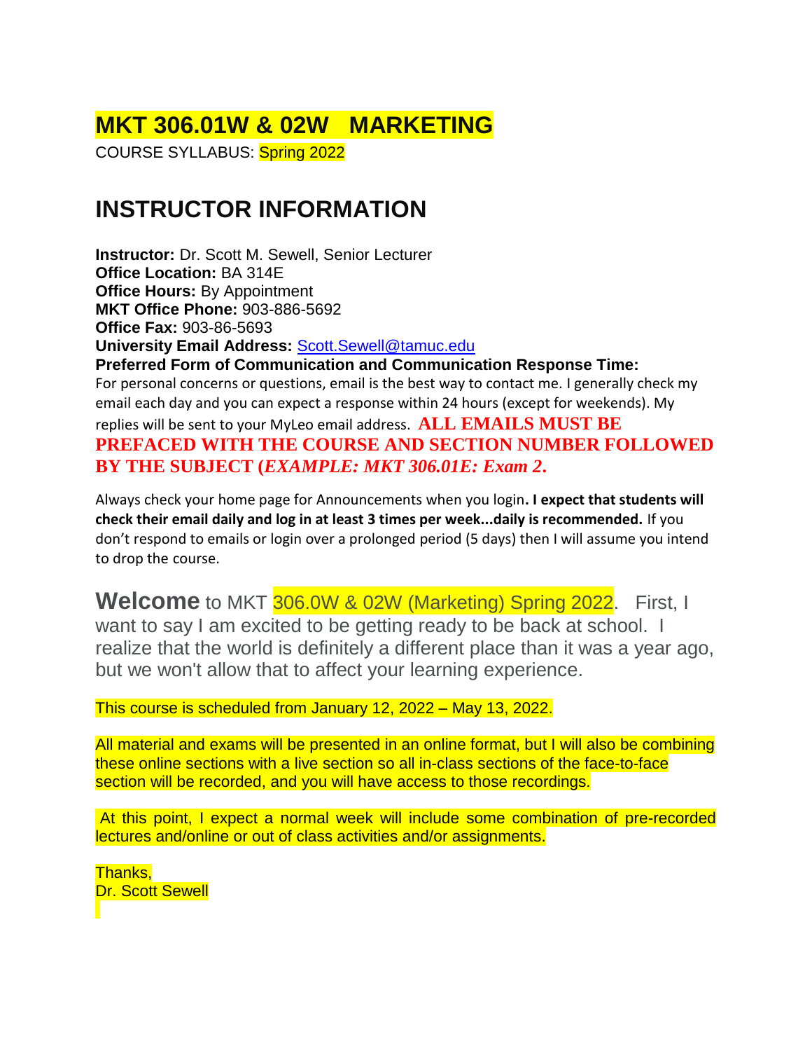# MKT 306.01W & 02W MARKETING

COURSE SYLLABUS: Spring 2022

## INSTRUCTOR INFORMATION

**Instructor:** Dr. Scott M. Sewell, Senior Lecturer
**Office Location:** BA 314E
**Office Hours:** By Appointment
**MKT Office Phone:** 903-886-5692
**Office Fax:** 903-86-5693
**University Email Address:** Scott.Sewell@tamuc.edu
**Preferred Form of Communication and Communication Response Time:**
For personal concerns or questions, email is the best way to contact me. I generally check my email each day and you can expect a response within 24 hours (except for weekends). My replies will be sent to your MyLeo email address. **ALL EMAILS MUST BE PREFACED WITH THE COURSE AND SECTION NUMBER FOLLOWED BY THE SUBJECT (*EXAMPLE: MKT 306.01E: Exam 2*.**

Always check your home page for Announcements when you login**. I expect that students will check their email daily and log in at least 3 times per week...daily is recommended.** If you don't respond to emails or login over a prolonged period (5 days) then I will assume you intend to drop the course.

**Welcome** to MKT 306.0W & 02W (Marketing) Spring 2022. First, I want to say I am excited to be getting ready to be back at school. I realize that the world is definitely a different place than it was a year ago, but we won't allow that to affect your learning experience.

This course is scheduled from January 12, 2022 – May 13, 2022.

All material and exams will be presented in an online format, but I will also be combining these online sections with a live section so all in-class sections of the face-to-face section will be recorded, and you will have access to those recordings.

At this point, I expect a normal week will include some combination of pre-recorded lectures and/online or out of class activities and/or assignments.

Thanks,
Dr. Scott Sewell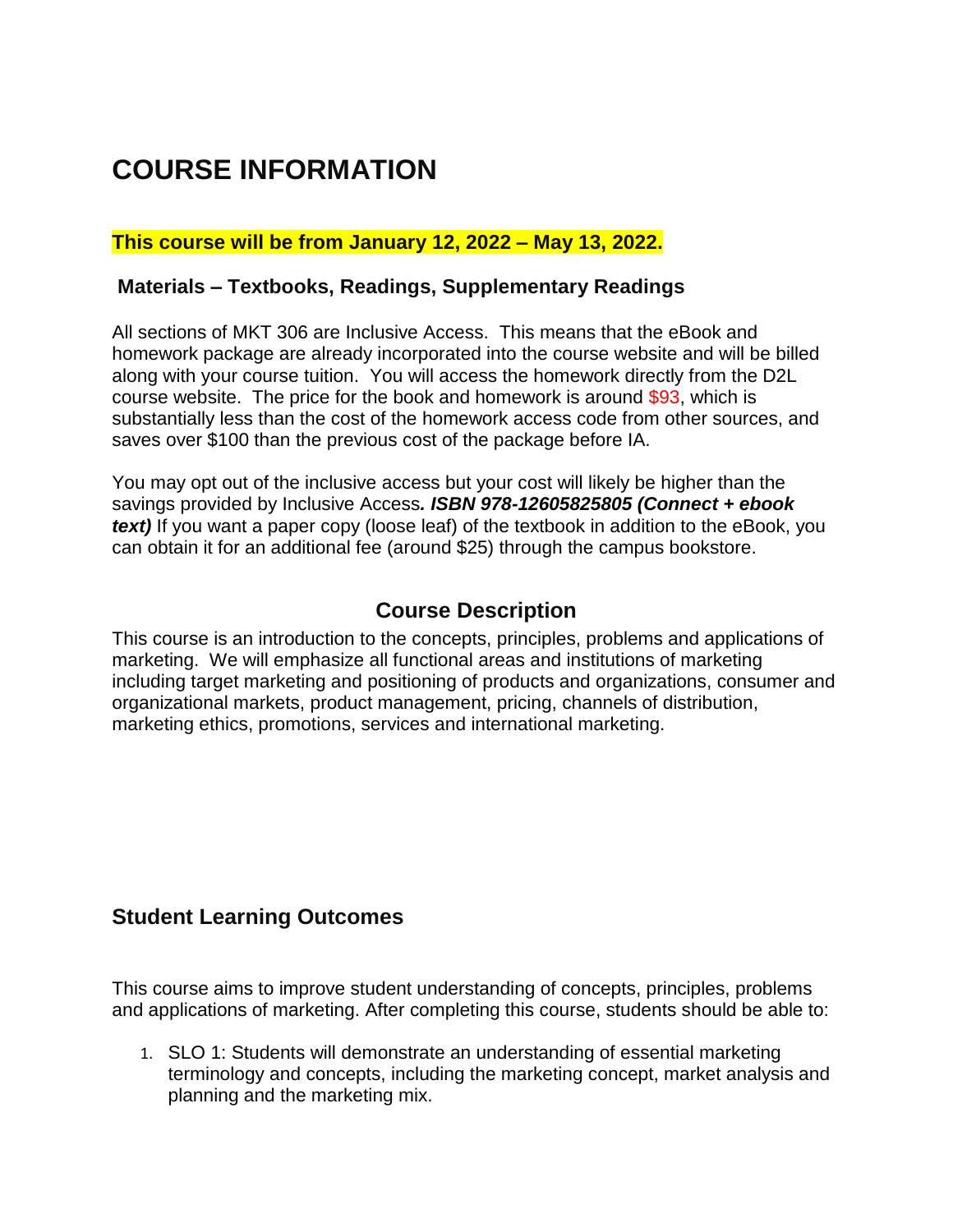# COURSE INFORMATION

**This course will be from January 12, 2022 – May 13, 2022.**

### Materials – Textbooks, Readings, Supplementary Readings

All sections of MKT 306 are Inclusive Access. This means that the eBook and homework package are already incorporated into the course website and will be billed along with your course tuition. You will access the homework directly from the D2L course website. The price for the book and homework is around $93, which is substantially less than the cost of the homework access code from other sources, and saves over $100 than the previous cost of the package before IA.

You may opt out of the inclusive access but your cost will likely be higher than the savings provided by Inclusive Access***. ISBN 978-12605825805 (Connect + ebook text)*** If you want a paper copy (loose leaf) of the textbook in addition to the eBook, you can obtain it for an additional fee (around $25) through the campus bookstore.

## Course Description

This course is an introduction to the concepts, principles, problems and applications of marketing. We will emphasize all functional areas and institutions of marketing including target marketing and positioning of products and organizations, consumer and organizational markets, product management, pricing, channels of distribution, marketing ethics, promotions, services and international marketing.

## Student Learning Outcomes

This course aims to improve student understanding of concepts, principles, problems and applications of marketing. After completing this course, students should be able to:

1. SLO 1: Students will demonstrate an understanding of essential marketing terminology and concepts, including the marketing concept, market analysis and planning and the marketing mix.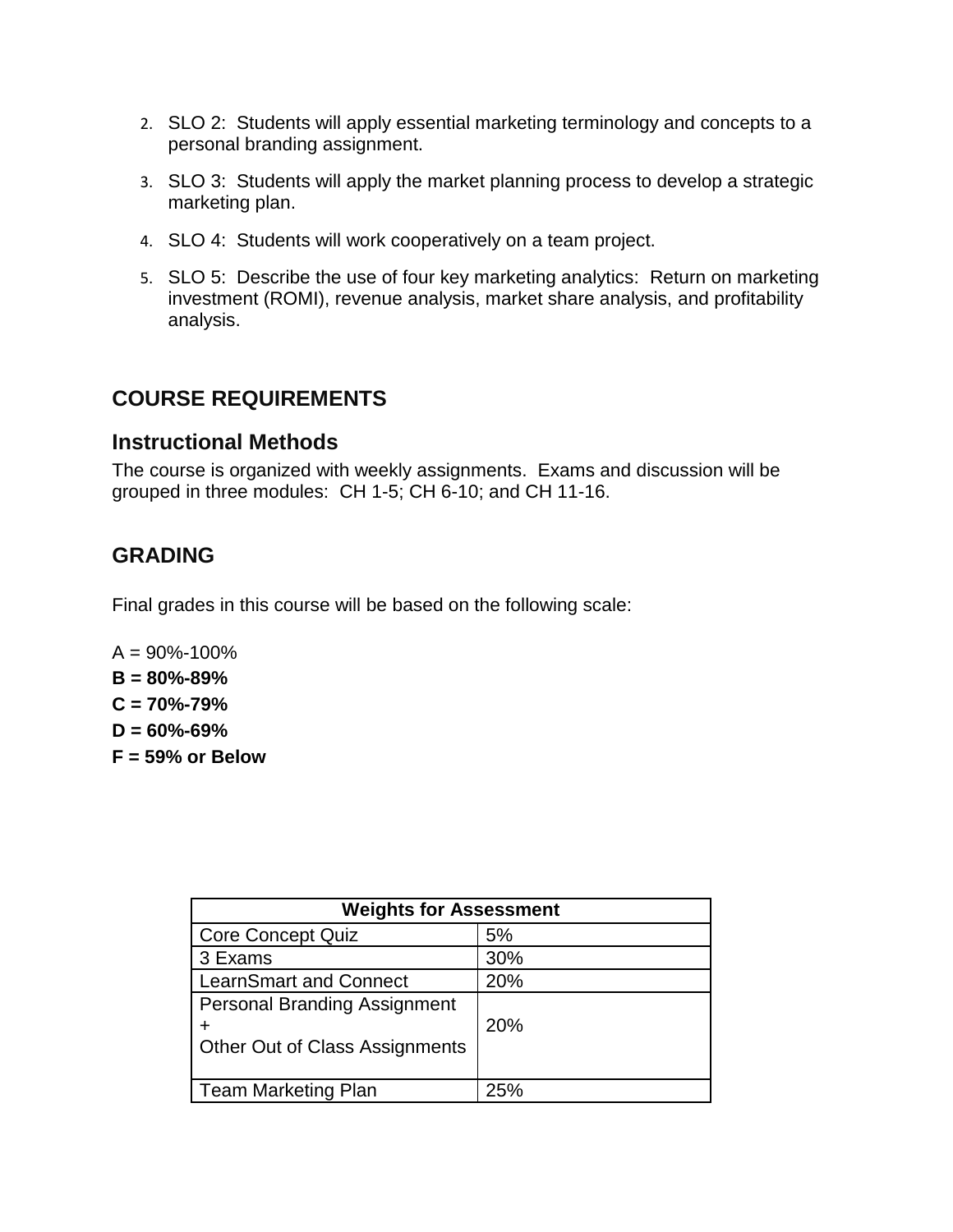2. SLO 2: Students will apply essential marketing terminology and concepts to a personal branding assignment.
3. SLO 3: Students will apply the market planning process to develop a strategic marketing plan.
4. SLO 4: Students will work cooperatively on a team project.
5. SLO 5: Describe the use of four key marketing analytics: Return on marketing investment (ROMI), revenue analysis, market share analysis, and profitability analysis.

## COURSE REQUIREMENTS

### Instructional Methods

The course is organized with weekly assignments. Exams and discussion will be grouped in three modules: CH 1-5; CH 6-10; and CH 11-16.

## GRADING

Final grades in this course will be based on the following scale:

A = 90%-100%
**B = 80%-89%**
**C = 70%-79%**
**D = 60%-69%**
**F = 59% or Below**

| Weights for Assessment | |
|---|---|
| Core Concept Quiz | 5% |
| 3 Exams | 30% |
| LearnSmart and Connect | 20% |
| Personal Branding Assignment + Other Out of Class Assignments | 20% |
| Team Marketing Plan | 25% |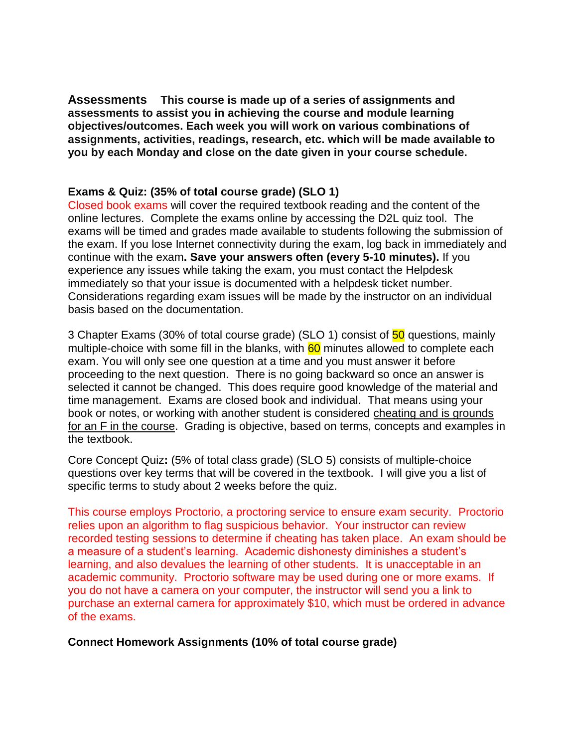**Assessments This course is made up of a series of assignments and assessments to assist you in achieving the course and module learning objectives/outcomes. Each week you will work on various combinations of assignments, activities, readings, research, etc. which will be made available to you by each Monday and close on the date given in your course schedule.**

**Exams & Quiz: (35% of total course grade) (SLO 1)**

Closed book exams will cover the required textbook reading and the content of the online lectures. Complete the exams online by accessing the D2L quiz tool. The exams will be timed and grades made available to students following the submission of the exam. If you lose Internet connectivity during the exam, log back in immediately and continue with the exam**. Save your answers often (every 5-10 minutes).** If you experience any issues while taking the exam, you must contact the Helpdesk immediately so that your issue is documented with a helpdesk ticket number. Considerations regarding exam issues will be made by the instructor on an individual basis based on the documentation.

3 Chapter Exams (30% of total course grade) (SLO 1) consist of 50 questions, mainly multiple-choice with some fill in the blanks, with 60 minutes allowed to complete each exam. You will only see one question at a time and you must answer it before proceeding to the next question. There is no going backward so once an answer is selected it cannot be changed. This does require good knowledge of the material and time management. Exams are closed book and individual. That means using your book or notes, or working with another student is considered cheating and is grounds for an F in the course. Grading is objective, based on terms, concepts and examples in the textbook.

Core Concept Quiz**:** (5% of total class grade) (SLO 5) consists of multiple-choice questions over key terms that will be covered in the textbook. I will give you a list of specific terms to study about 2 weeks before the quiz.

This course employs Proctorio, a proctoring service to ensure exam security. Proctorio relies upon an algorithm to flag suspicious behavior. Your instructor can review recorded testing sessions to determine if cheating has taken place. An exam should be a measure of a student's learning. Academic dishonesty diminishes a student's learning, and also devalues the learning of other students. It is unacceptable in an academic community. Proctorio software may be used during one or more exams. If you do not have a camera on your computer, the instructor will send you a link to purchase an external camera for approximately $10, which must be ordered in advance of the exams.

**Connect Homework Assignments (10% of total course grade)**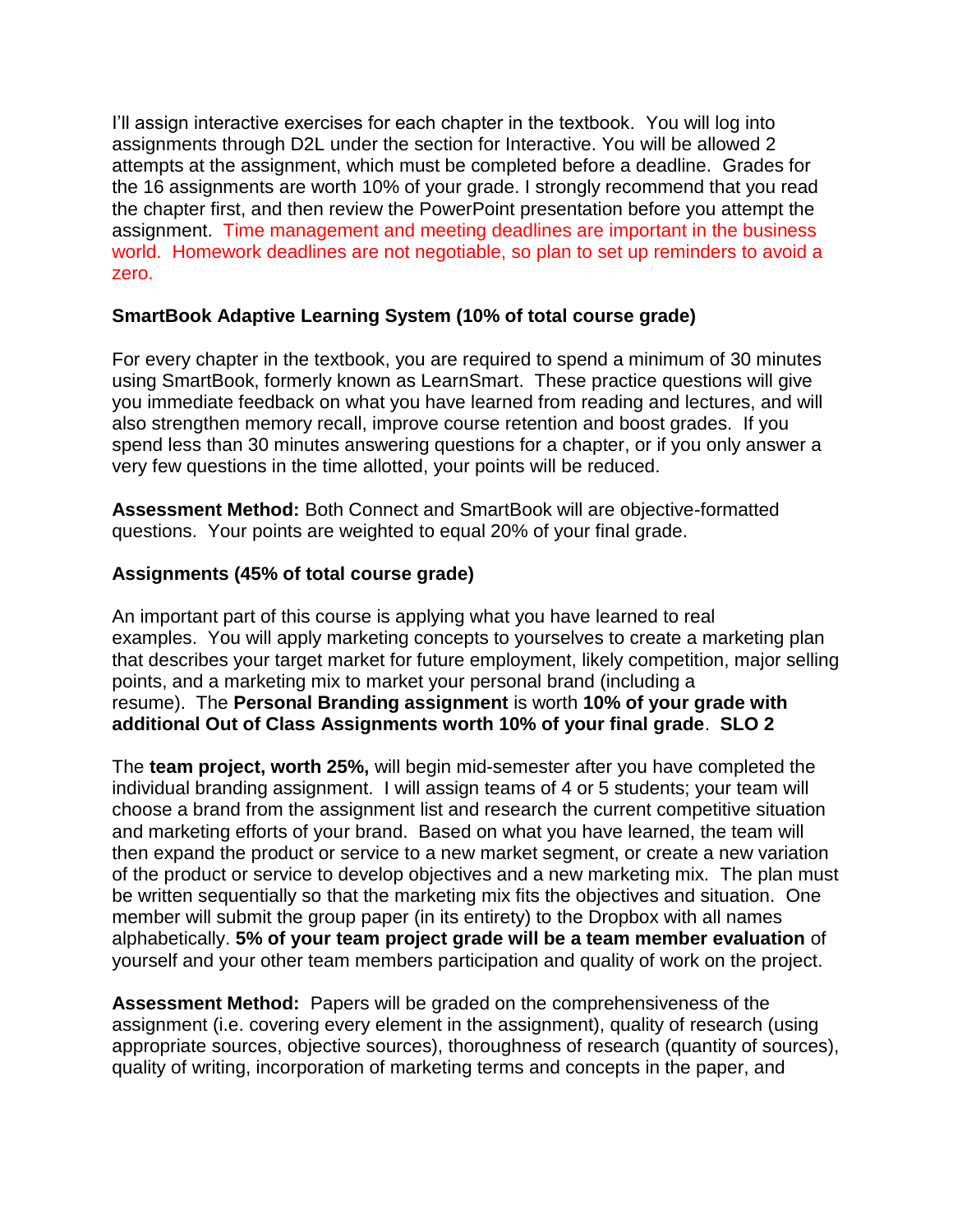I'll assign interactive exercises for each chapter in the textbook. You will log into assignments through D2L under the section for Interactive. You will be allowed 2 attempts at the assignment, which must be completed before a deadline. Grades for the 16 assignments are worth 10% of your grade. I strongly recommend that you read the chapter first, and then review the PowerPoint presentation before you attempt the assignment. Time management and meeting deadlines are important in the business world. Homework deadlines are not negotiable, so plan to set up reminders to avoid a zero.

**SmartBook Adaptive Learning System (10% of total course grade)**

For every chapter in the textbook, you are required to spend a minimum of 30 minutes using SmartBook, formerly known as LearnSmart. These practice questions will give you immediate feedback on what you have learned from reading and lectures, and will also strengthen memory recall, improve course retention and boost grades. If you spend less than 30 minutes answering questions for a chapter, or if you only answer a very few questions in the time allotted, your points will be reduced.

**Assessment Method:** Both Connect and SmartBook will are objective-formatted questions. Your points are weighted to equal 20% of your final grade.

**Assignments (45% of total course grade)**

An important part of this course is applying what you have learned to real examples. You will apply marketing concepts to yourselves to create a marketing plan that describes your target market for future employment, likely competition, major selling points, and a marketing mix to market your personal brand (including a resume). The **Personal Branding assignment** is worth **10% of your grade with additional Out of Class Assignments worth 10% of your final grade**. **SLO 2**

The **team project, worth 25%,** will begin mid-semester after you have completed the individual branding assignment. I will assign teams of 4 or 5 students; your team will choose a brand from the assignment list and research the current competitive situation and marketing efforts of your brand. Based on what you have learned, the team will then expand the product or service to a new market segment, or create a new variation of the product or service to develop objectives and a new marketing mix. The plan must be written sequentially so that the marketing mix fits the objectives and situation. One member will submit the group paper (in its entirety) to the Dropbox with all names alphabetically. **5% of your team project grade will be a team member evaluation** of yourself and your other team members participation and quality of work on the project.

**Assessment Method:** Papers will be graded on the comprehensiveness of the assignment (i.e. covering every element in the assignment), quality of research (using appropriate sources, objective sources), thoroughness of research (quantity of sources), quality of writing, incorporation of marketing terms and concepts in the paper, and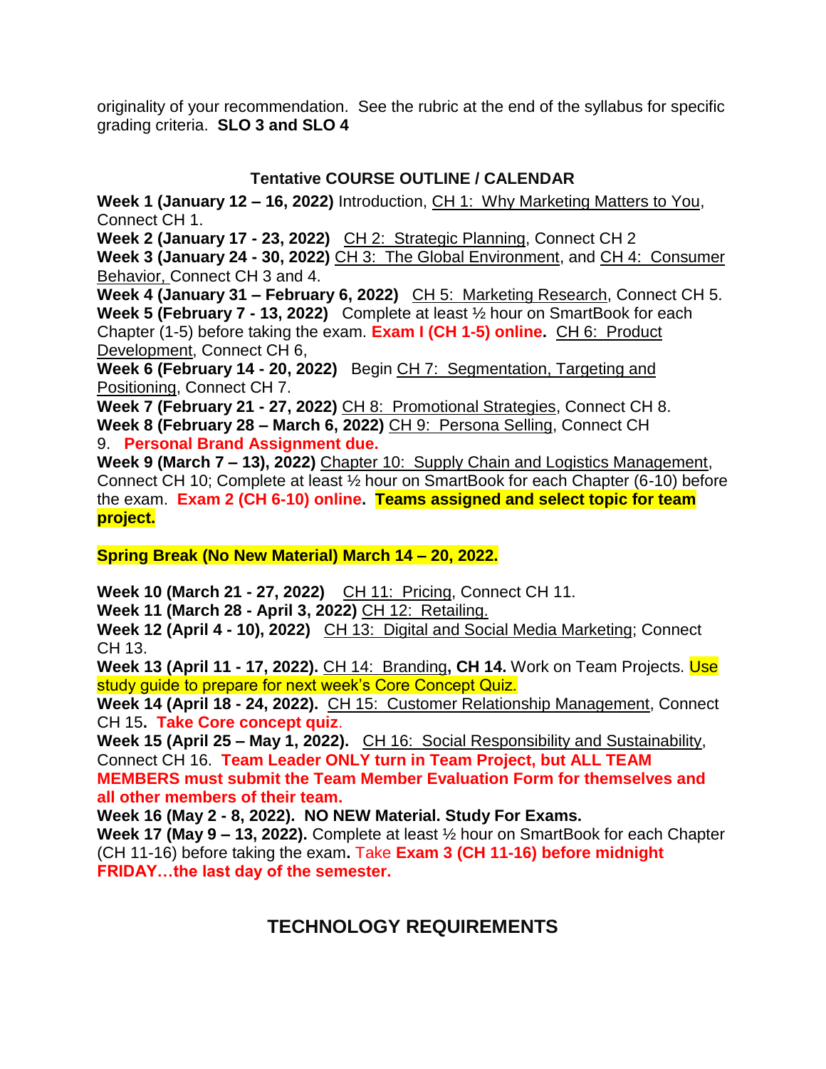originality of your recommendation. See the rubric at the end of the syllabus for specific grading criteria. **SLO 3 and SLO 4**

## Tentative COURSE OUTLINE / CALENDAR

**Week 1 (January 12 – 16, 2022)** Introduction, CH 1: Why Marketing Matters to You, Connect CH 1.
**Week 2 (January 17 - 23, 2022)** CH 2: Strategic Planning, Connect CH 2
**Week 3 (January 24 - 30, 2022)** CH 3: The Global Environment, and CH 4: Consumer Behavior, Connect CH 3 and 4.
**Week 4 (January 31 – February 6, 2022)** CH 5: Marketing Research, Connect CH 5.
**Week 5 (February 7 - 13, 2022)** Complete at least ½ hour on SmartBook for each Chapter (1-5) before taking the exam. **Exam I (CH 1-5) online.** CH 6: Product Development, Connect CH 6,
**Week 6 (February 14 - 20, 2022)** Begin CH 7: Segmentation, Targeting and Positioning, Connect CH 7.
**Week 7 (February 21 - 27, 2022)** CH 8: Promotional Strategies, Connect CH 8.
**Week 8 (February 28 – March 6, 2022)** CH 9: Persona Selling, Connect CH 9. **Personal Brand Assignment due.**
**Week 9 (March 7 – 13), 2022)** Chapter 10: Supply Chain and Logistics Management, Connect CH 10; Complete at least ½ hour on SmartBook for each Chapter (6-10) before the exam. **Exam 2 (CH 6-10) online. Teams assigned and select topic for team project.**

**Spring Break (No New Material) March 14 – 20, 2022.**

**Week 10 (March 21 - 27, 2022)** CH 11: Pricing, Connect CH 11.
**Week 11 (March 28 - April 3, 2022)** CH 12: Retailing.
**Week 12 (April 4 - 10), 2022)** CH 13: Digital and Social Media Marketing; Connect CH 13.
**Week 13 (April 11 - 17, 2022).** CH 14: Branding**, CH 14.** Work on Team Projects. Use study guide to prepare for next week's Core Concept Quiz.
**Week 14 (April 18 - 24, 2022).** CH 15: Customer Relationship Management, Connect CH 15**. Take Core concept quiz**.
**Week 15 (April 25 – May 1, 2022).** CH 16: Social Responsibility and Sustainability, Connect CH 16. **Team Leader ONLY turn in Team Project, but ALL TEAM MEMBERS must submit the Team Member Evaluation Form for themselves and all other members of their team.**
**Week 16 (May 2 - 8, 2022). NO NEW Material. Study For Exams.**
**Week 17 (May 9 – 13, 2022).** Complete at least ½ hour on SmartBook for each Chapter (CH 11-16) before taking the exam**.** Take **Exam 3 (CH 11-16) before midnight FRIDAY…the last day of the semester.**

## TECHNOLOGY REQUIREMENTS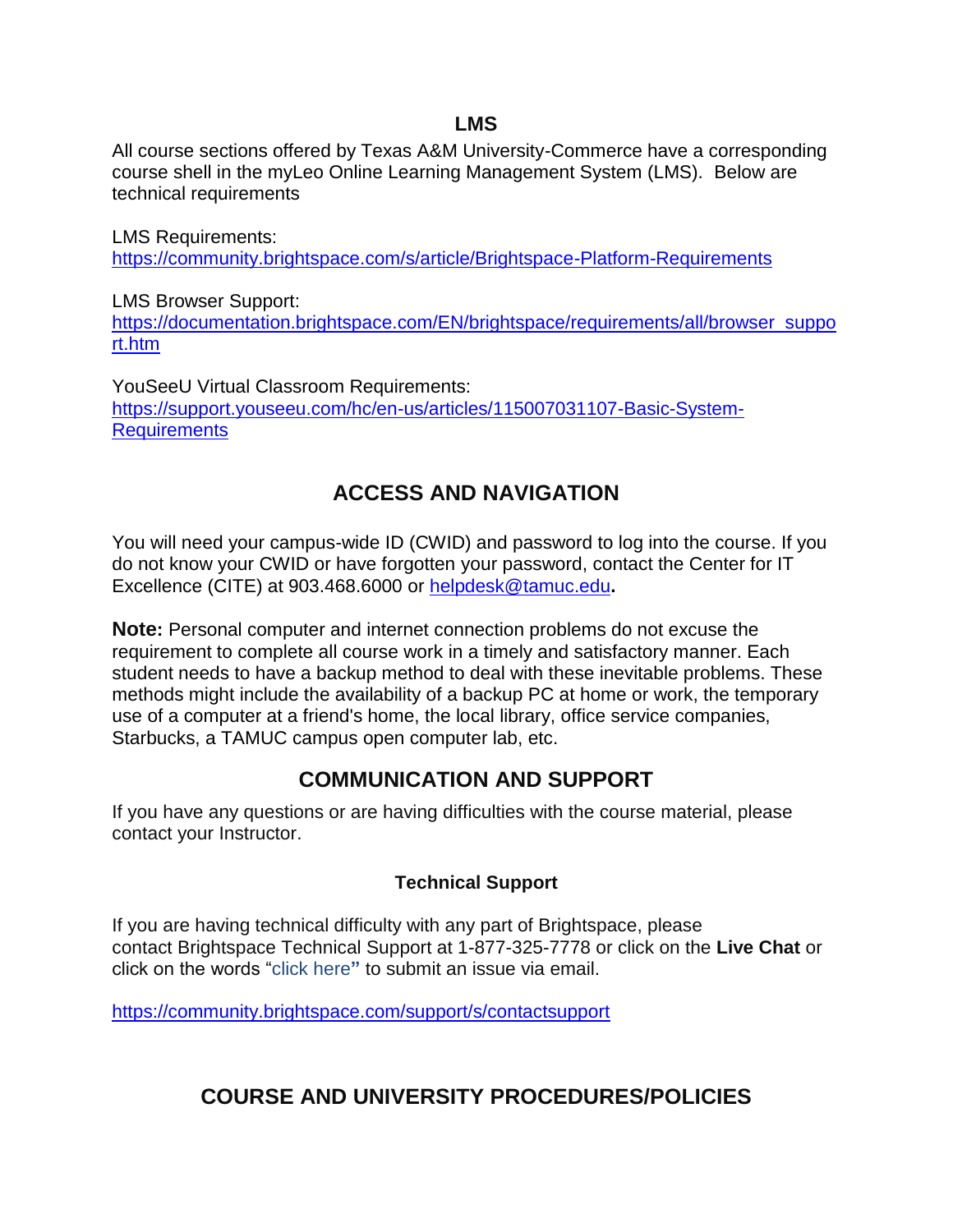### LMS

All course sections offered by Texas A&M University-Commerce have a corresponding course shell in the myLeo Online Learning Management System (LMS). Below are technical requirements

LMS Requirements:
https://community.brightspace.com/s/article/Brightspace-Platform-Requirements

LMS Browser Support:
https://documentation.brightspace.com/EN/brightspace/requirements/all/browser_support.htm

YouSeeU Virtual Classroom Requirements:
https://support.youseeu.com/hc/en-us/articles/115007031107-Basic-System-Requirements

## ACCESS AND NAVIGATION

You will need your campus-wide ID (CWID) and password to log into the course. If you do not know your CWID or have forgotten your password, contact the Center for IT Excellence (CITE) at 903.468.6000 or helpdesk@tamuc.edu**.**

**Note:** Personal computer and internet connection problems do not excuse the requirement to complete all course work in a timely and satisfactory manner. Each student needs to have a backup method to deal with these inevitable problems. These methods might include the availability of a backup PC at home or work, the temporary use of a computer at a friend's home, the local library, office service companies, Starbucks, a TAMUC campus open computer lab, etc.

## COMMUNICATION AND SUPPORT

If you have any questions or are having difficulties with the course material, please contact your Instructor.

### Technical Support

If you are having technical difficulty with any part of Brightspace, please contact Brightspace Technical Support at 1-877-325-7778 or click on the **Live Chat** or click on the words "click here**"** to submit an issue via email.

https://community.brightspace.com/support/s/contactsupport

## COURSE AND UNIVERSITY PROCEDURES/POLICIES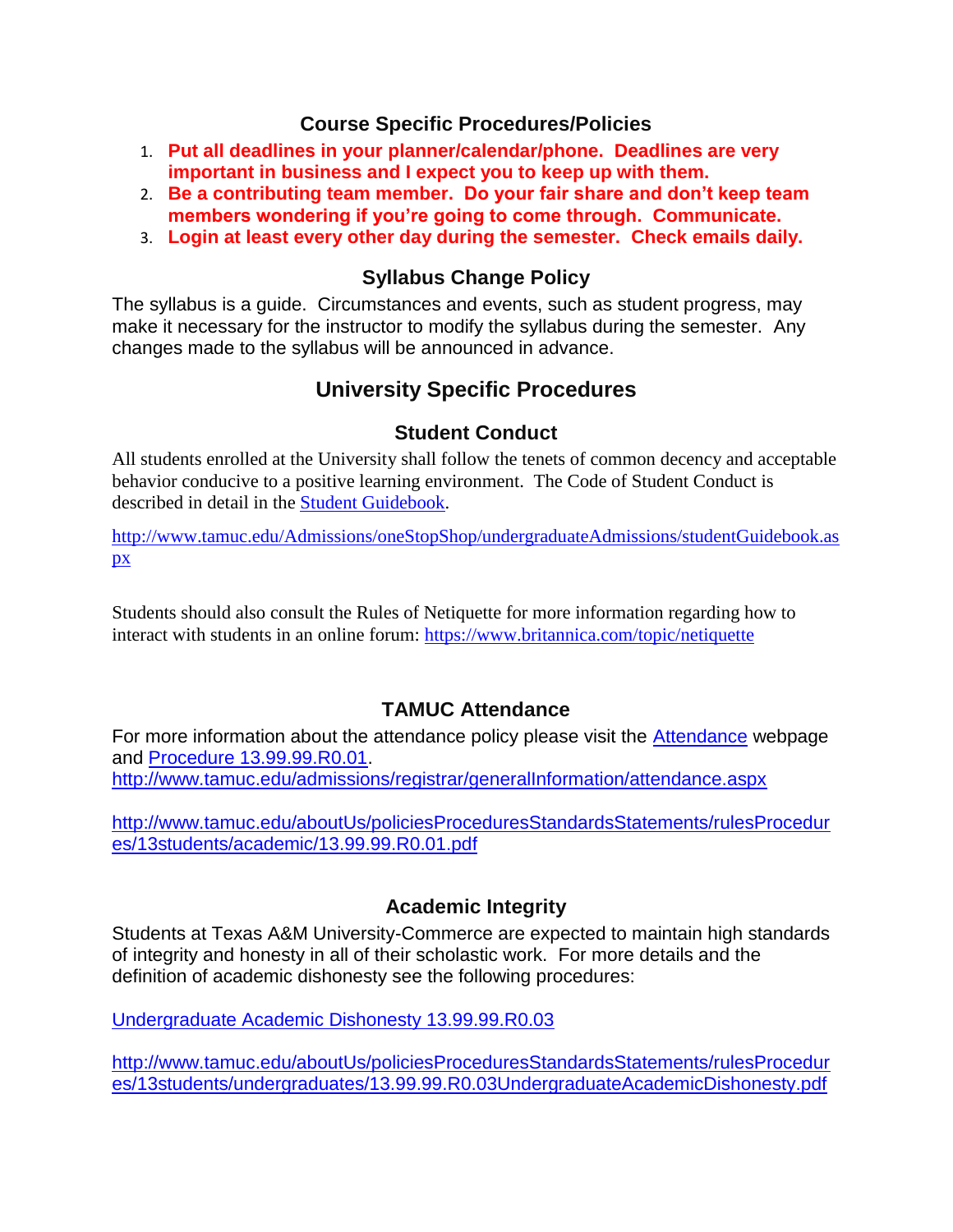## Course Specific Procedures/Policies

1. **Put all deadlines in your planner/calendar/phone. Deadlines are very important in business and I expect you to keep up with them.**
2. **Be a contributing team member. Do your fair share and don't keep team members wondering if you're going to come through. Communicate.**
3. **Login at least every other day during the semester. Check emails daily.**

### Syllabus Change Policy

The syllabus is a guide. Circumstances and events, such as student progress, may make it necessary for the instructor to modify the syllabus during the semester. Any changes made to the syllabus will be announced in advance.

## University Specific Procedures

### Student Conduct

All students enrolled at the University shall follow the tenets of common decency and acceptable behavior conducive to a positive learning environment. The Code of Student Conduct is described in detail in the Student Guidebook.

http://www.tamuc.edu/Admissions/oneStopShop/undergraduateAdmissions/studentGuidebook.aspx

Students should also consult the Rules of Netiquette for more information regarding how to interact with students in an online forum: https://www.britannica.com/topic/netiquette

### TAMUC Attendance

For more information about the attendance policy please visit the Attendance webpage and Procedure 13.99.99.R0.01.
http://www.tamuc.edu/admissions/registrar/generalInformation/attendance.aspx

http://www.tamuc.edu/aboutUs/policiesProceduresStandardsStatements/rulesProcedures/13students/academic/13.99.99.R0.01.pdf

### Academic Integrity

Students at Texas A&M University-Commerce are expected to maintain high standards of integrity and honesty in all of their scholastic work. For more details and the definition of academic dishonesty see the following procedures:

Undergraduate Academic Dishonesty 13.99.99.R0.03

http://www.tamuc.edu/aboutUs/policiesProceduresStandardsStatements/rulesProcedures/13students/undergraduates/13.99.99.R0.03UndergraduateAcademicDishonesty.pdf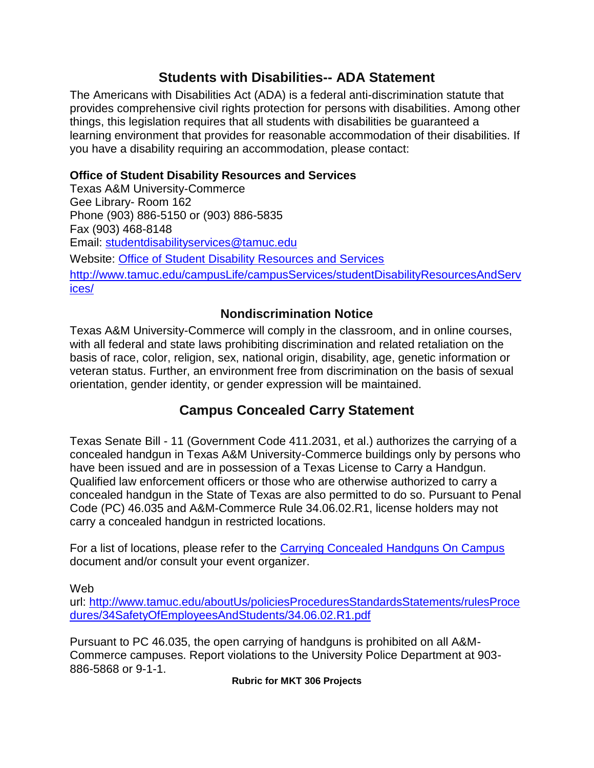## Students with Disabilities-- ADA Statement

The Americans with Disabilities Act (ADA) is a federal anti-discrimination statute that provides comprehensive civil rights protection for persons with disabilities. Among other things, this legislation requires that all students with disabilities be guaranteed a learning environment that provides for reasonable accommodation of their disabilities. If you have a disability requiring an accommodation, please contact:

**Office of Student Disability Resources and Services**
Texas A&M University-Commerce
Gee Library- Room 162
Phone (903) 886-5150 or (903) 886-5835
Fax (903) 468-8148
Email: [studentdisabilityservices@tamuc.edu](mailto:studentdisabilityservices@tamuc.edu)
Website: [Office of Student Disability Resources and Services](http://www.tamuc.edu/campusLife/campusServices/studentDisabilityResourcesAndServices/)
[http://www.tamuc.edu/campusLife/campusServices/studentDisabilityResourcesAndServices/](http://www.tamuc.edu/campusLife/campusServices/studentDisabilityResourcesAndServices/)

## Nondiscrimination Notice

Texas A&M University-Commerce will comply in the classroom, and in online courses, with all federal and state laws prohibiting discrimination and related retaliation on the basis of race, color, religion, sex, national origin, disability, age, genetic information or veteran status. Further, an environment free from discrimination on the basis of sexual orientation, gender identity, or gender expression will be maintained.

## Campus Concealed Carry Statement

Texas Senate Bill - 11 (Government Code 411.2031, et al.) authorizes the carrying of a concealed handgun in Texas A&M University-Commerce buildings only by persons who have been issued and are in possession of a Texas License to Carry a Handgun. Qualified law enforcement officers or those who are otherwise authorized to carry a concealed handgun in the State of Texas are also permitted to do so. Pursuant to Penal Code (PC) 46.035 and A&M-Commerce Rule 34.06.02.R1, license holders may not carry a concealed handgun in restricted locations.

For a list of locations, please refer to the [Carrying Concealed Handguns On Campus](http://www.tamuc.edu/aboutUs/policiesProceduresStandardsStatements/rulesProcedures/34SafetyOfEmployeesAndStudents/34.06.02.R1.pdf) document and/or consult your event organizer.

Web url: [http://www.tamuc.edu/aboutUs/policiesProceduresStandardsStatements/rulesProcedures/34SafetyOfEmployeesAndStudents/34.06.02.R1.pdf](http://www.tamuc.edu/aboutUs/policiesProceduresStandardsStatements/rulesProcedures/34SafetyOfEmployeesAndStudents/34.06.02.R1.pdf)

Pursuant to PC 46.035, the open carrying of handguns is prohibited on all A&M-Commerce campuses. Report violations to the University Police Department at 903-886-5868 or 9-1-1.

**Rubric for MKT 306 Projects**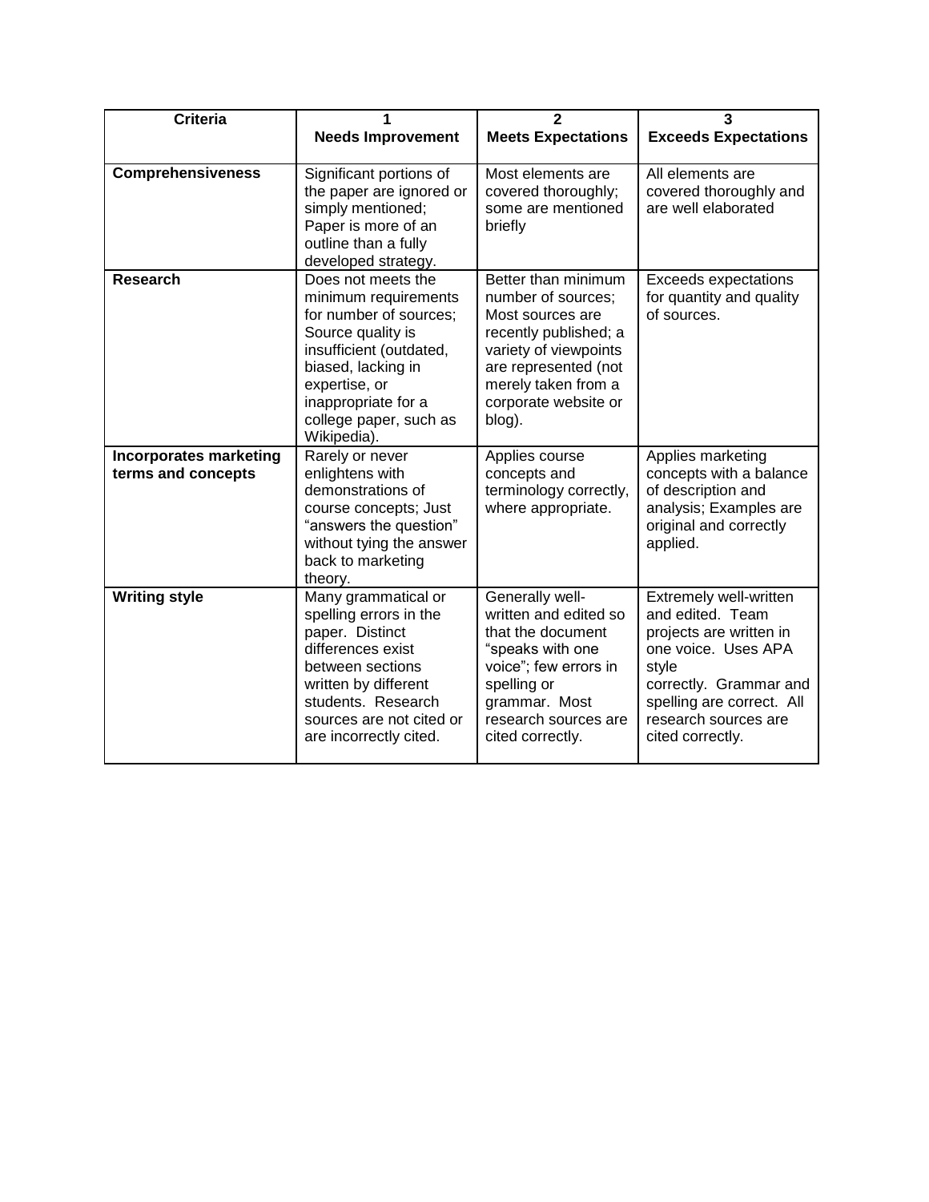| Criteria | 1<br>Needs Improvement | 2<br>Meets Expectations | 3<br>Exceeds Expectations |
|---|---|---|---|
| **Comprehensiveness** | Significant portions of the paper are ignored or simply mentioned; Paper is more of an outline than a fully developed strategy. | Most elements are covered thoroughly; some are mentioned briefly | All elements are covered thoroughly and are well elaborated |
| **Research** | Does not meets the minimum requirements for number of sources; Source quality is insufficient (outdated, biased, lacking in expertise, or inappropriate for a college paper, such as Wikipedia). | Better than minimum number of sources; Most sources are recently published; a variety of viewpoints are represented (not merely taken from a corporate website or blog). | Exceeds expectations for quantity and quality of sources. |
| **Incorporates marketing terms and concepts** | Rarely or never enlightens with demonstrations of course concepts; Just "answers the question" without tying the answer back to marketing theory. | Applies course concepts and terminology correctly, where appropriate. | Applies marketing concepts with a balance of description and analysis; Examples are original and correctly applied. |
| **Writing style** | Many grammatical or spelling errors in the paper. Distinct differences exist between sections written by different students. Research sources are not cited or are incorrectly cited. | Generally well-written and edited so that the document "speaks with one voice"; few errors in spelling or grammar. Most research sources are cited correctly. | Extremely well-written and edited. Team projects are written in one voice. Uses APA style correctly. Grammar and spelling are correct. All research sources are cited correctly. |